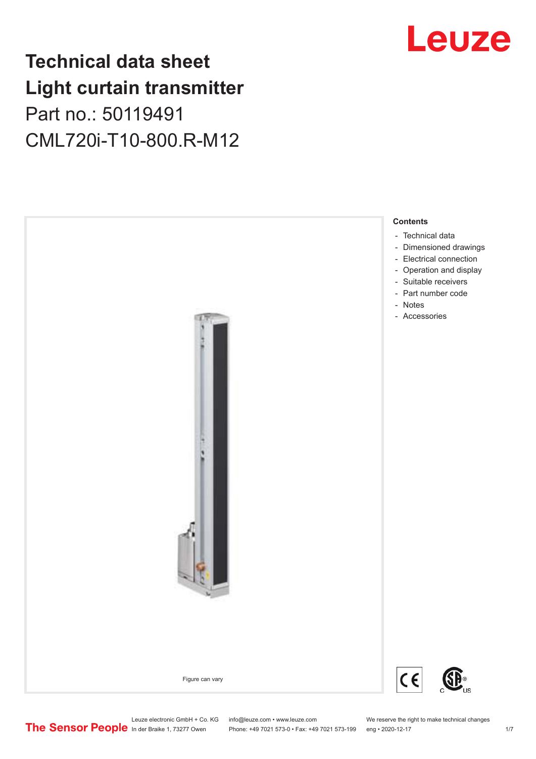# Technical data sheet
# Light curtain transmitter

Part no.: 50119491

CML720i-T10-800.R-M12

Figure can vary

**Contents**

- Technical data
- Dimensioned drawings
- Electrical connection
- Operation and display
- Suitable receivers
- Part number code
- Notes
- Accessories

Leuze electronic GmbH + Co. KG
In der Braike 1, 73277 Owen

info@leuze.com • www.leuze.com
Phone: +49 7021 573-0 • Fax: +49 7021 573-199

We reserve the right to make technical changes
eng • 2020-12-17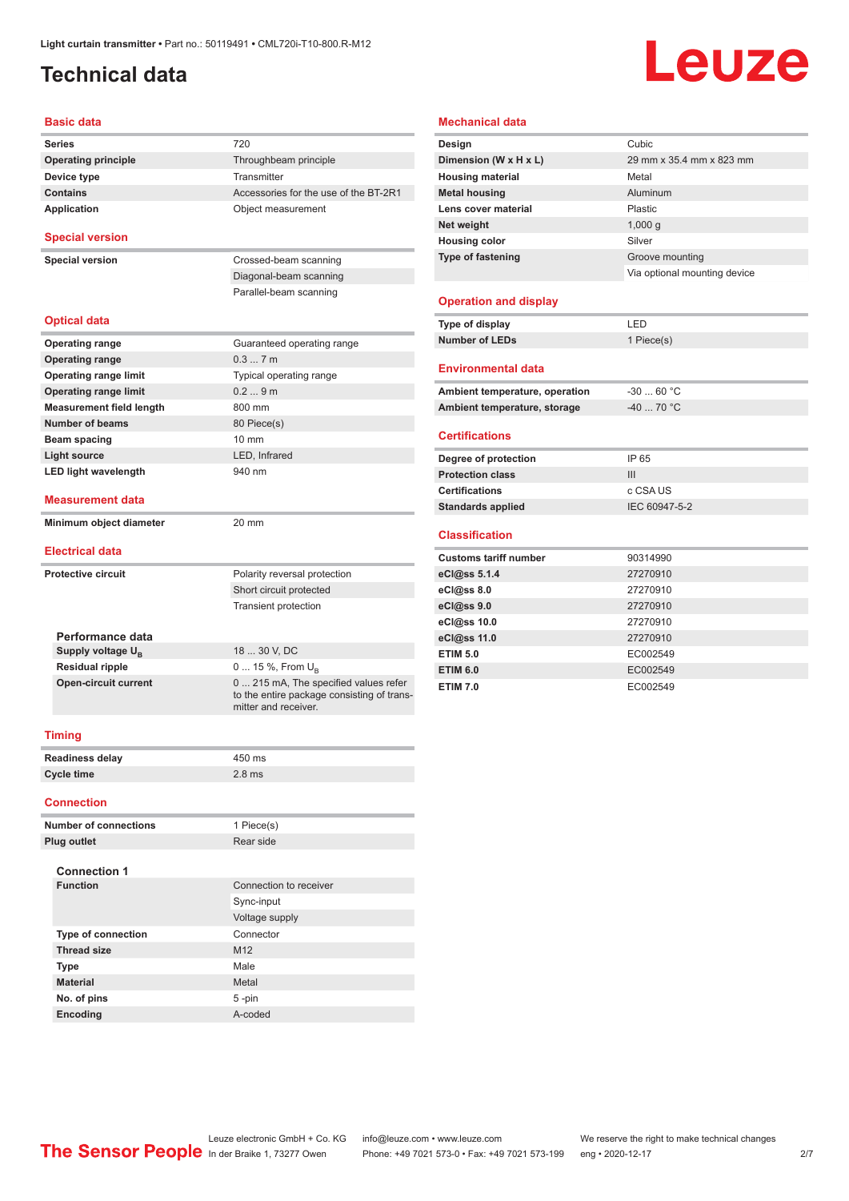Light curtain transmitter • Part no.: 50119491 • CML720i-T10-800.R-M12

# Technical data

## Basic data

| | |
|---|---|
| **Series** | 720 |
| **Operating principle** | Throughbeam principle |
| **Device type** | Transmitter |
| **Contains** | Accessories for the use of the BT-2R1 |
| **Application** | Object measurement |

## Special version

| | |
|---|---|
| **Special version** | Crossed-beam scanning |
| | Diagonal-beam scanning |
| | Parallel-beam scanning |

## Optical data

| | |
|---|---|
| **Operating range** | Guaranteed operating range |
| **Operating range** | 0.3 ... 7 m |
| **Operating range limit** | Typical operating range |
| **Operating range limit** | 0.2 ... 9 m |
| **Measurement field length** | 800 mm |
| **Number of beams** | 80 Piece(s) |
| **Beam spacing** | 10 mm |
| **Light source** | LED, Infrared |
| **LED light wavelength** | 940 nm |

## Measurement data

| | |
|---|---|
| **Minimum object diameter** | 20 mm |

## Electrical data

| | |
|---|---|
| **Protective circuit** | Polarity reversal protection |
| | Short circuit protected |
| | Transient protection |

### Performance data

| | |
|---|---|
| **Supply voltage $U_B$** | 18 ... 30 V, DC |
| **Residual ripple** | 0 ... 15 %, From $U_B$ |
| **Open-circuit current** | 0 ... 215 mA, The specified values refer to the entire package consisting of transmitter and receiver. |

## Timing

| | |
|---|---|
| **Readiness delay** | 450 ms |
| **Cycle time** | 2.8 ms |

## Connection

| | |
|---|---|
| **Number of connections** | 1 Piece(s) |
| **Plug outlet** | Rear side |

### Connection 1

| | |
|---|---|
| **Function** | Connection to receiver |
| | Sync-input |
| | Voltage supply |
| **Type of connection** | Connector |
| **Thread size** | M12 |
| **Type** | Male |
| **Material** | Metal |
| **No. of pins** | 5 -pin |
| **Encoding** | A-coded |

## Mechanical data

| | |
|---|---|
| **Design** | Cubic |
| **Dimension (W x H x L)** | 29 mm x 35.4 mm x 823 mm |
| **Housing material** | Metal |
| **Metal housing** | Aluminum |
| **Lens cover material** | Plastic |
| **Net weight** | 1,000 g |
| **Housing color** | Silver |
| **Type of fastening** | Groove mounting |
| | Via optional mounting device |

## Operation and display

| | |
|---|---|
| **Type of display** | LED |
| **Number of LEDs** | 1 Piece(s) |

## Environmental data

| | |
|---|---|
| **Ambient temperature, operation** | -30 ... 60 °C |
| **Ambient temperature, storage** | -40 ... 70 °C |

## Certifications

| | |
|---|---|
| **Degree of protection** | IP 65 |
| **Protection class** | III |
| **Certifications** | c CSA US |
| **Standards applied** | IEC 60947-5-2 |

## Classification

| | |
|---|---|
| **Customs tariff number** | 90314990 |
| **eCl@ss 5.1.4** | 27270910 |
| **eCl@ss 8.0** | 27270910 |
| **eCl@ss 9.0** | 27270910 |
| **eCl@ss 10.0** | 27270910 |
| **eCl@ss 11.0** | 27270910 |
| **ETIM 5.0** | EC002549 |
| **ETIM 6.0** | EC002549 |
| **ETIM 7.0** | EC002549 |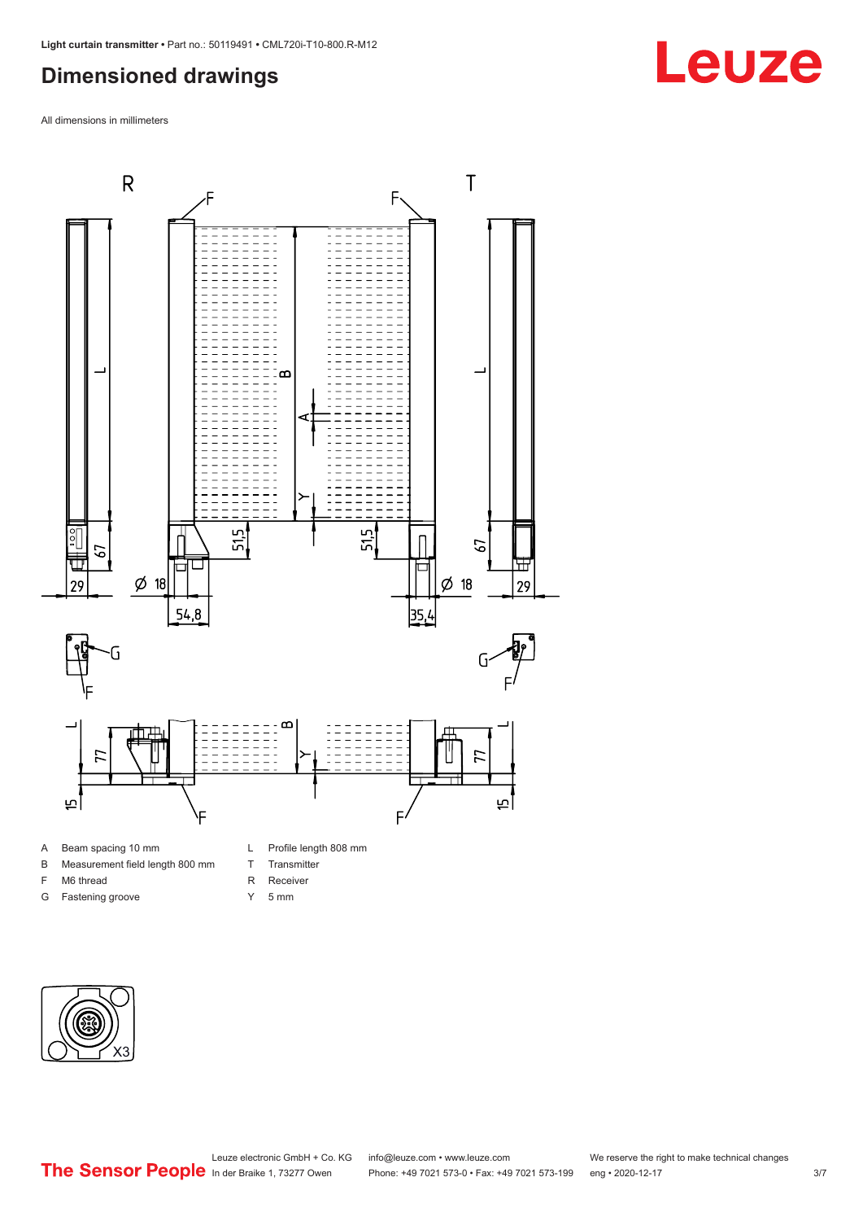# Dimensioned drawings

All dimensions in millimeters

A Beam spacing 10 mm

B Measurement field length 800 mm

F M6 thread

G Fastening groove

L Profile length 808 mm

T Transmitter

R Receiver

Y 5 mm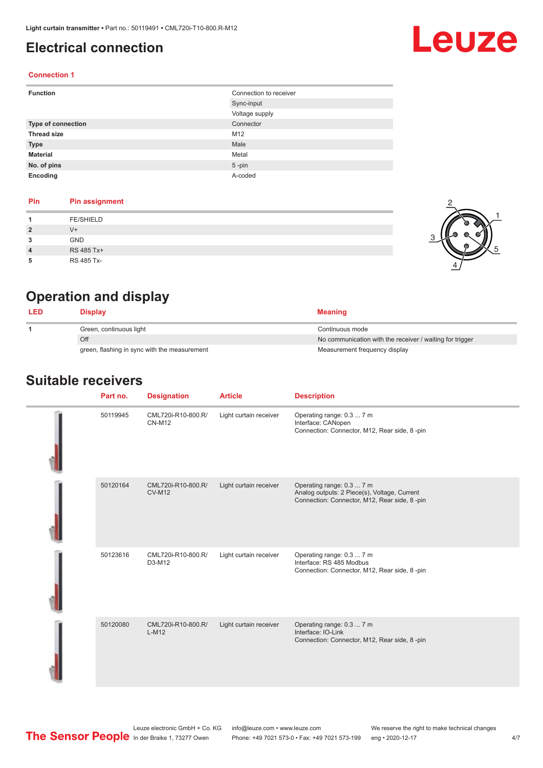# Electrical connection

### Connection 1

| Function | Connection to receiver |
|---|---|
| | Sync-input |
| | Voltage supply |
| **Type of connection** | Connector |
| **Thread size** | M12 |
| **Type** | Male |
| **Material** | Metal |
| **No. of pins** | 5 -pin |
| **Encoding** | A-coded |

| Pin | Pin assignment |
|---|---|
| 1 | FE/SHIELD |
| 2 | V+ |
| 3 | GND |
| 4 | RS 485 Tx+ |
| 5 | RS 485 Tx- |

# Operation and display

| LED | Display | Meaning |
|---|---|---|
| 1 | Green, continuous light | Continuous mode |
| | Off | No communication with the receiver / waiting for trigger |
| | green, flashing in sync with the measurement | Measurement frequency display |

# Suitable receivers

| Part no. | Designation | Article | Description |
|---|---|---|---|
| 50119945 | CML720i-R10-800.R/CN-M12 | Light curtain receiver | Operating range: 0.3 ... 7 m<br>Interface: CANopen<br>Connection: Connector, M12, Rear side, 8 -pin |
| 50120164 | CML720i-R10-800.R/CV-M12 | Light curtain receiver | Operating range: 0.3 ... 7 m<br>Analog outputs: 2 Piece(s), Voltage, Current<br>Connection: Connector, M12, Rear side, 8 -pin |
| 50123616 | CML720i-R10-800.R/D3-M12 | Light curtain receiver | Operating range: 0.3 ... 7 m<br>Interface: RS 485 Modbus<br>Connection: Connector, M12, Rear side, 8 -pin |
| 50120080 | CML720i-R10-800.R/L-M12 | Light curtain receiver | Operating range: 0.3 ... 7 m<br>Interface: IO-Link<br>Connection: Connector, M12, Rear side, 8 -pin |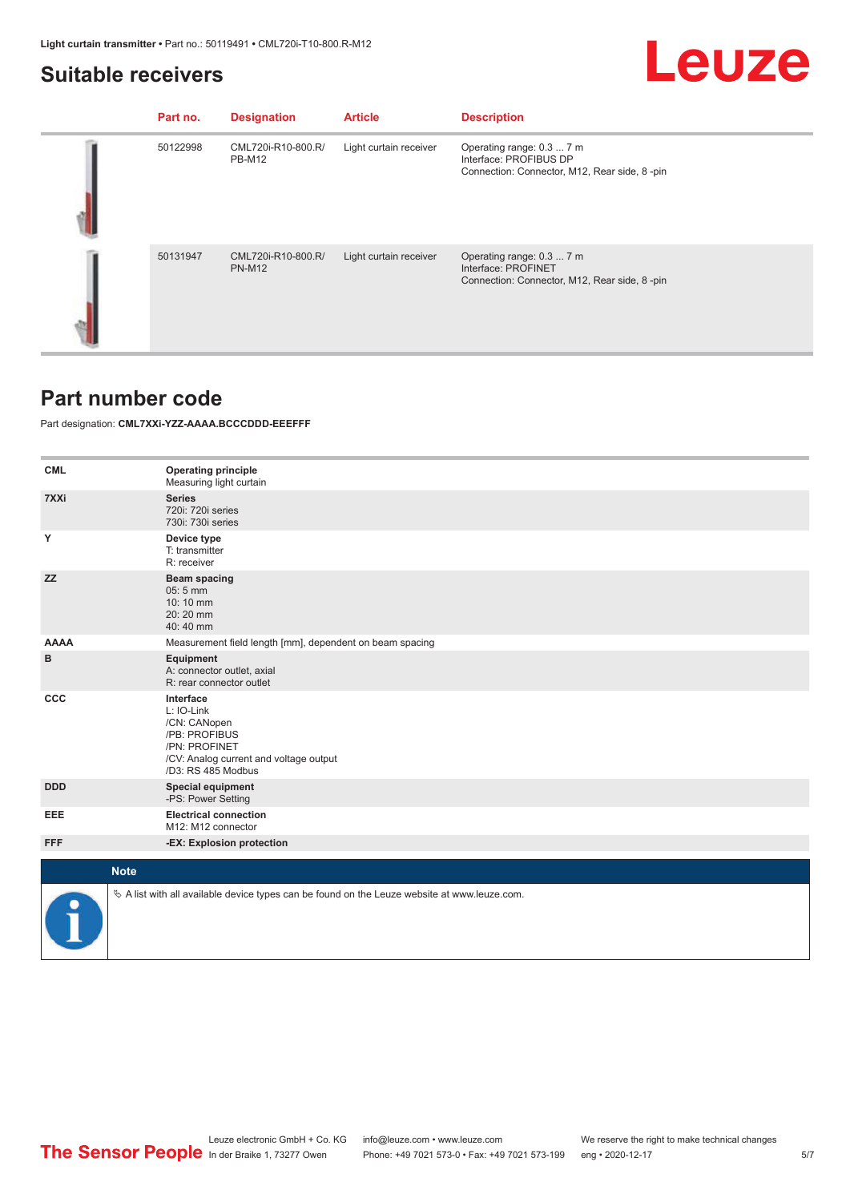## Suitable receivers

| | Part no. | Designation | Article | Description |
|---|---|---|---|---|
| | 50122998 | CML720i-R10-800.R/PB-M12 | Light curtain receiver | Operating range: 0.3 ... 7 m<br>Interface: PROFIBUS DP<br>Connection: Connector, M12, Rear side, 8 -pin |
| | 50131947 | CML720i-R10-800.R/PN-M12 | Light curtain receiver | Operating range: 0.3 ... 7 m<br>Interface: PROFINET<br>Connection: Connector, M12, Rear side, 8 -pin |

## Part number code

Part designation: **CML7XXi-YZZ-AAAA.BCCCDDD-EEEFFF**

| | |
|---|---|
| **CML** | **Operating principle**<br>Measuring light curtain |
| **7XXi** | **Series**<br>720i: 720i series<br>730i: 730i series |
| **Y** | **Device type**<br>T: transmitter<br>R: receiver |
| **ZZ** | **Beam spacing**<br>05: 5 mm<br>10: 10 mm<br>20: 20 mm<br>40: 40 mm |
| **AAAA** | Measurement field length [mm], dependent on beam spacing |
| **B** | **Equipment**<br>A: connector outlet, axial<br>R: rear connector outlet |
| **CCC** | **Interface**<br>L: IO-Link<br>/CN: CANopen<br>/PB: PROFIBUS<br>/PN: PROFINET<br>/CV: Analog current and voltage output<br>/D3: RS 485 Modbus |
| **DDD** | **Special equipment**<br>-PS: Power Setting |
| **EEE** | **Electrical connection**<br>M12: M12 connector |
| **FFF** | **-EX: Explosion protection** |

**Note**

↳ A list with all available device types can be found on the Leuze website at www.leuze.com.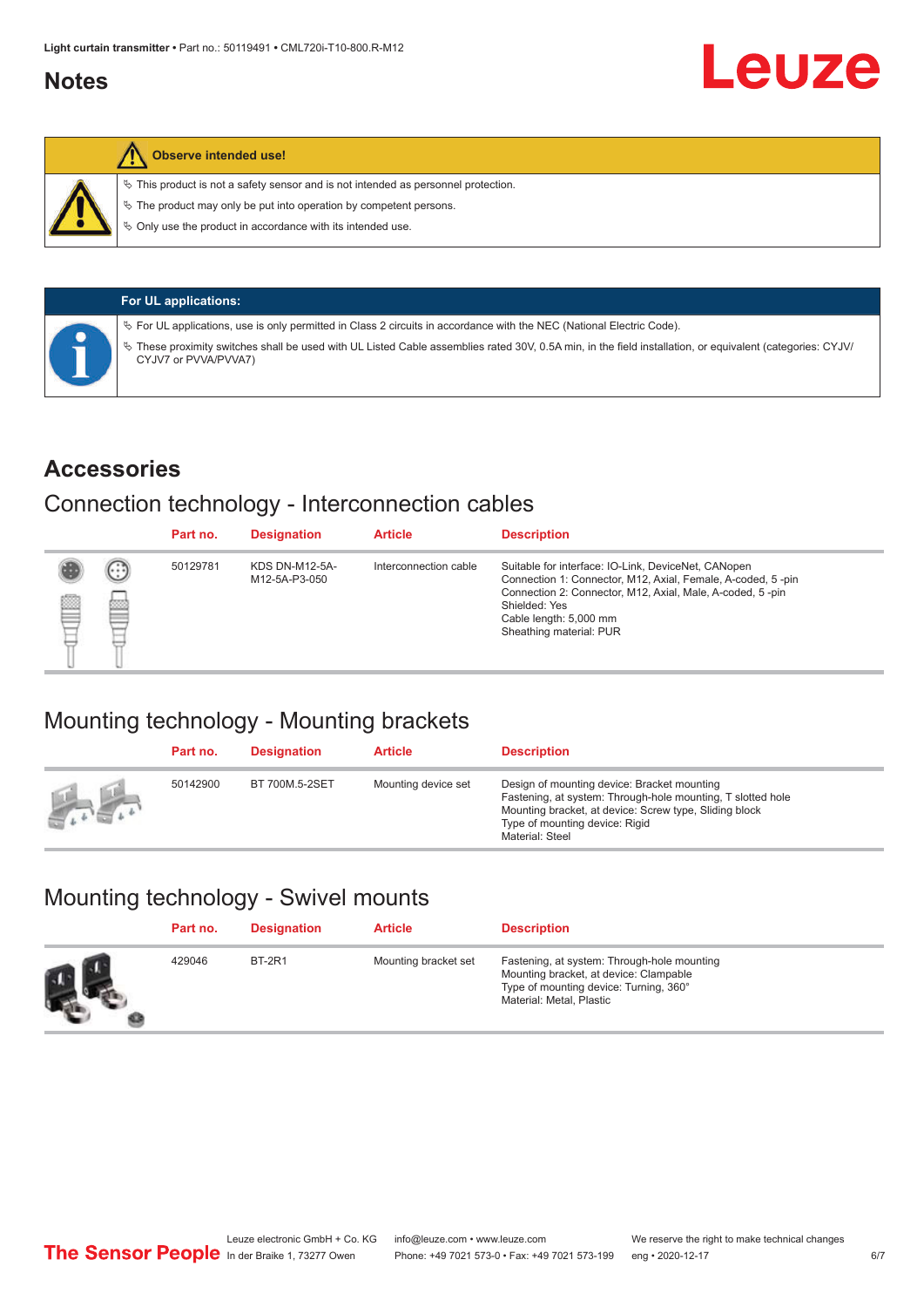## Notes

**Observe intended use!**

- This product is not a safety sensor and is not intended as personnel protection.
- The product may only be put into operation by competent persons.
- Only use the product in accordance with its intended use.

**For UL applications:**

- For UL applications, use is only permitted in Class 2 circuits in accordance with the NEC (National Electric Code).
- These proximity switches shall be used with UL Listed Cable assemblies rated 30V, 0.5A min, in the field installation, or equivalent (categories: CYJV/CYJV7 or PVVA/PVVA7)

## Accessories

### Connection technology - Interconnection cables

| Part no. | Designation | Article | Description |
|---|---|---|---|
| 50129781 | KDS DN-M12-5A-M12-5A-P3-050 | Interconnection cable | Suitable for interface: IO-Link, DeviceNet, CANopen<br>Connection 1: Connector, M12, Axial, Female, A-coded, 5 -pin<br>Connection 2: Connector, M12, Axial, Male, A-coded, 5 -pin<br>Shielded: Yes<br>Cable length: 5,000 mm<br>Sheathing material: PUR |

### Mounting technology - Mounting brackets

| Part no. | Designation | Article | Description |
|---|---|---|---|
| 50142900 | BT 700M.5-2SET | Mounting device set | Design of mounting device: Bracket mounting<br>Fastening, at system: Through-hole mounting, T slotted hole<br>Mounting bracket, at device: Screw type, Sliding block<br>Type of mounting device: Rigid<br>Material: Steel |

### Mounting technology - Swivel mounts

| Part no. | Designation | Article | Description |
|---|---|---|---|
| 429046 | BT-2R1 | Mounting bracket set | Fastening, at system: Through-hole mounting<br>Mounting bracket, at device: Clampable<br>Type of mounting device: Turning, 360°<br>Material: Metal, Plastic |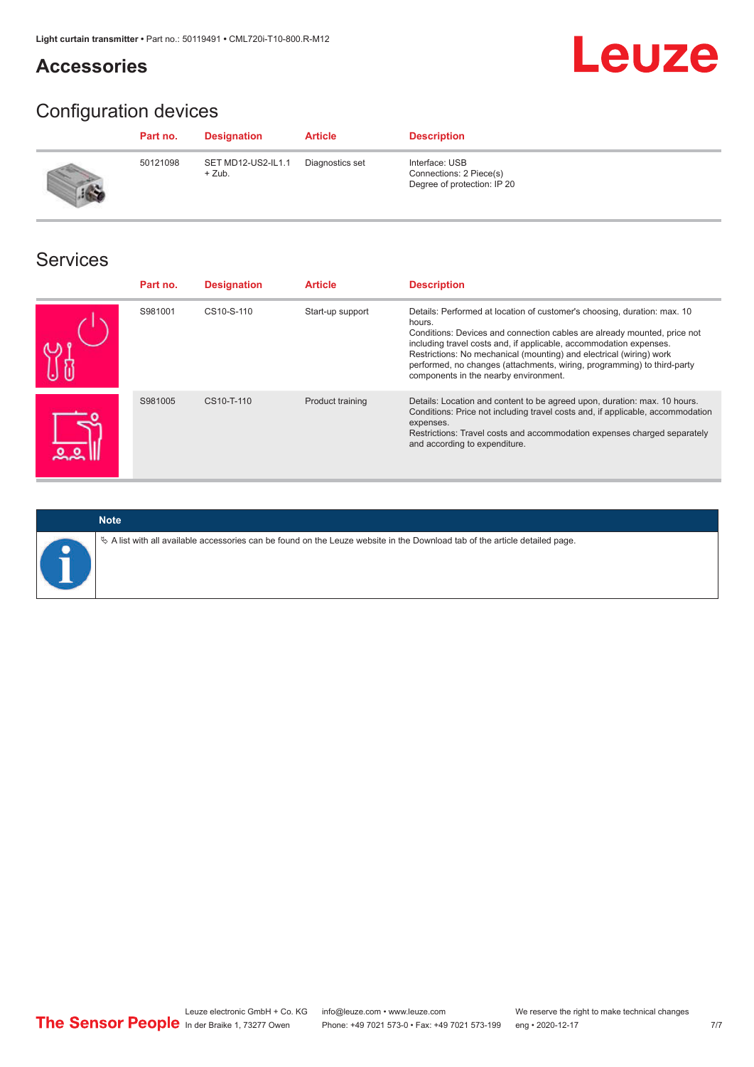## Accessories

### Configuration devices

| | Part no. | Designation | Article | Description |
|---|---|---|---|---|
| | 50121098 | SET MD12-US2-IL1.1 + Zub. | Diagnostics set | Interface: USB<br>Connections: 2 Piece(s)<br>Degree of protection: IP 20 |

### Services

| | Part no. | Designation | Article | Description |
|---|---|---|---|---|
| | S981001 | CS10-S-110 | Start-up support | Details: Performed at location of customer's choosing, duration: max. 10 hours.<br>Conditions: Devices and connection cables are already mounted, price not including travel costs and, if applicable, accommodation expenses.<br>Restrictions: No mechanical (mounting) and electrical (wiring) work performed, no changes (attachments, wiring, programming) to third-party components in the nearby environment. |
| | S981005 | CS10-T-110 | Product training | Details: Location and content to be agreed upon, duration: max. 10 hours.<br>Conditions: Price not including travel costs and, if applicable, accommodation expenses.<br>Restrictions: Travel costs and accommodation expenses charged separately and according to expenditure. |

**Note**

↳ A list with all available accessories can be found on the Leuze website in the Download tab of the article detailed page.